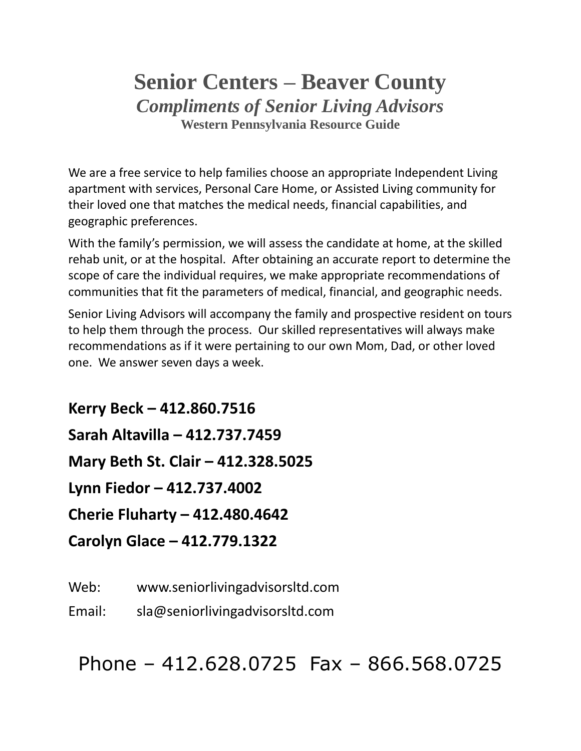# Senior Centers – Beaver County

## *Compliments of Senior Living Advisors*

### Western Pennsylvania Resource Guide

We are a free service to help families choose an appropriate Independent Living apartment with services, Personal Care Home, or Assisted Living community for their loved one that matches the medical needs, financial capabilities, and geographic preferences.

With the family's permission, we will assess the candidate at home, at the skilled rehab unit, or at the hospital. After obtaining an accurate report to determine the scope of care the individual requires, we make appropriate recommendations of communities that fit the parameters of medical, financial, and geographic needs.

Senior Living Advisors will accompany the family and prospective resident on tours to help them through the process. Our skilled representatives will always make recommendations as if it were pertaining to our own Mom, Dad, or other loved one. We answer seven days a week.

**Kerry Beck – 412.860.7516**

**Sarah Altavilla – 412.737.7459**

**Mary Beth St. Clair – 412.328.5025**

**Lynn Fiedor – 412.737.4002**

**Cherie Fluharty – 412.480.4642**

**Carolyn Glace – 412.779.1322**

Web: www.seniorlivingadvisorsltd.com

Email: sla@seniorlivingadvisorsltd.com

Phone – 412.628.0725 Fax – 866.568.0725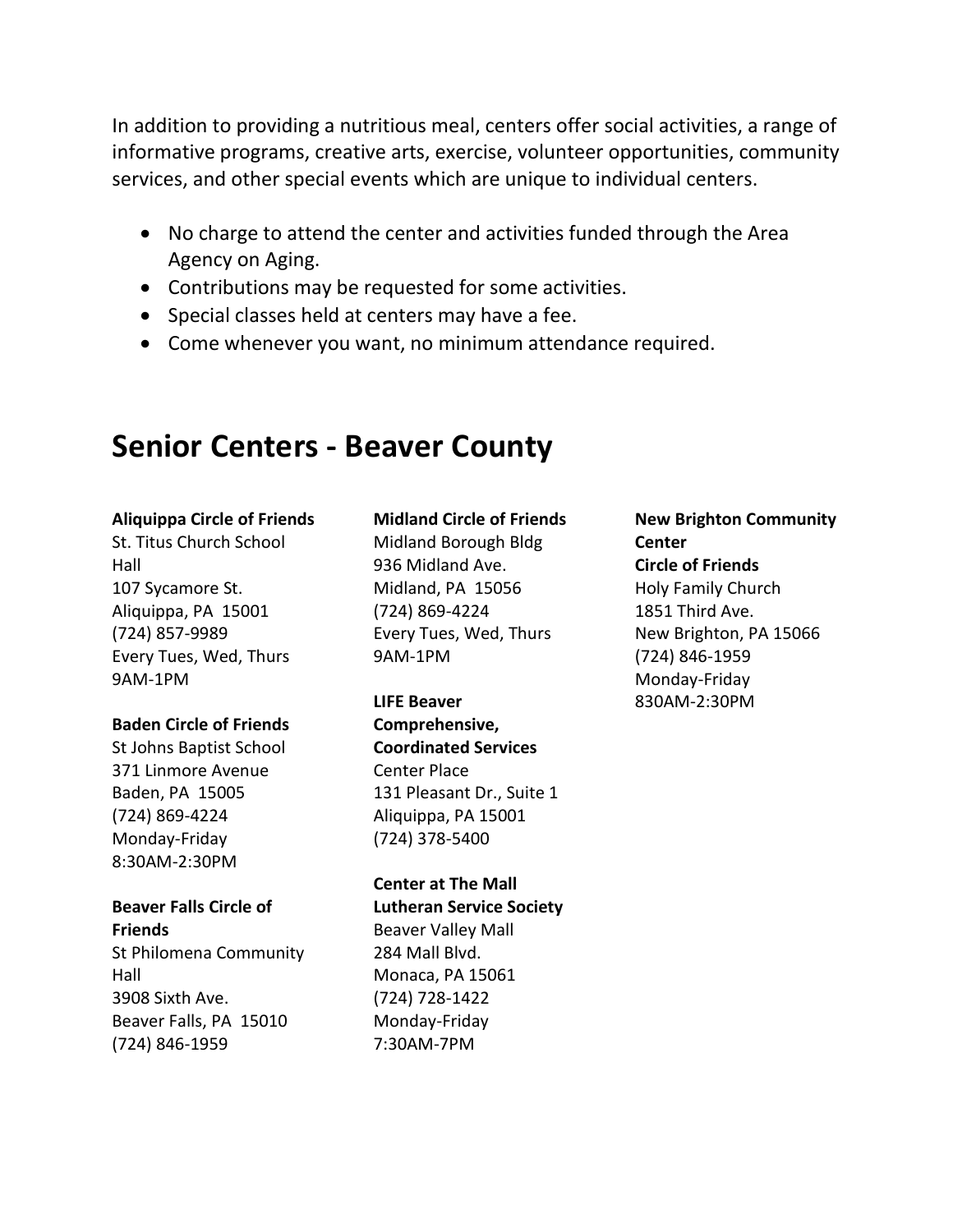In addition to providing a nutritious meal, centers offer social activities, a range of informative programs, creative arts, exercise, volunteer opportunities, community services, and other special events which are unique to individual centers.

- No charge to attend the center and activities funded through the Area Agency on Aging.
- Contributions may be requested for some activities.
- Special classes held at centers may have a fee.
- Come whenever you want, no minimum attendance required.

# Senior Centers - Beaver County

**Aliquippa Circle of Friends**
St. Titus Church School Hall
107 Sycamore St.
Aliquippa, PA 15001
(724) 857-9989
Every Tues, Wed, Thurs
9AM-1PM

**Baden Circle of Friends**
St Johns Baptist School
371 Linmore Avenue
Baden, PA 15005
(724) 869-4224
Monday-Friday
8:30AM-2:30PM

**Beaver Falls Circle of Friends**
St Philomena Community Hall
3908 Sixth Ave.
Beaver Falls, PA 15010
(724) 846-1959

**Midland Circle of Friends**
Midland Borough Bldg
936 Midland Ave.
Midland, PA 15056
(724) 869-4224
Every Tues, Wed, Thurs
9AM-1PM

**LIFE Beaver Comprehensive, Coordinated Services**
Center Place
131 Pleasant Dr., Suite 1
Aliquippa, PA 15001
(724) 378-5400

**Center at The Mall**
**Lutheran Service Society**
Beaver Valley Mall
284 Mall Blvd.
Monaca, PA 15061
(724) 728-1422
Monday-Friday
7:30AM-7PM

**New Brighton Community Center**
**Circle of Friends**
Holy Family Church
1851 Third Ave.
New Brighton, PA 15066
(724) 846-1959
Monday-Friday
830AM-2:30PM